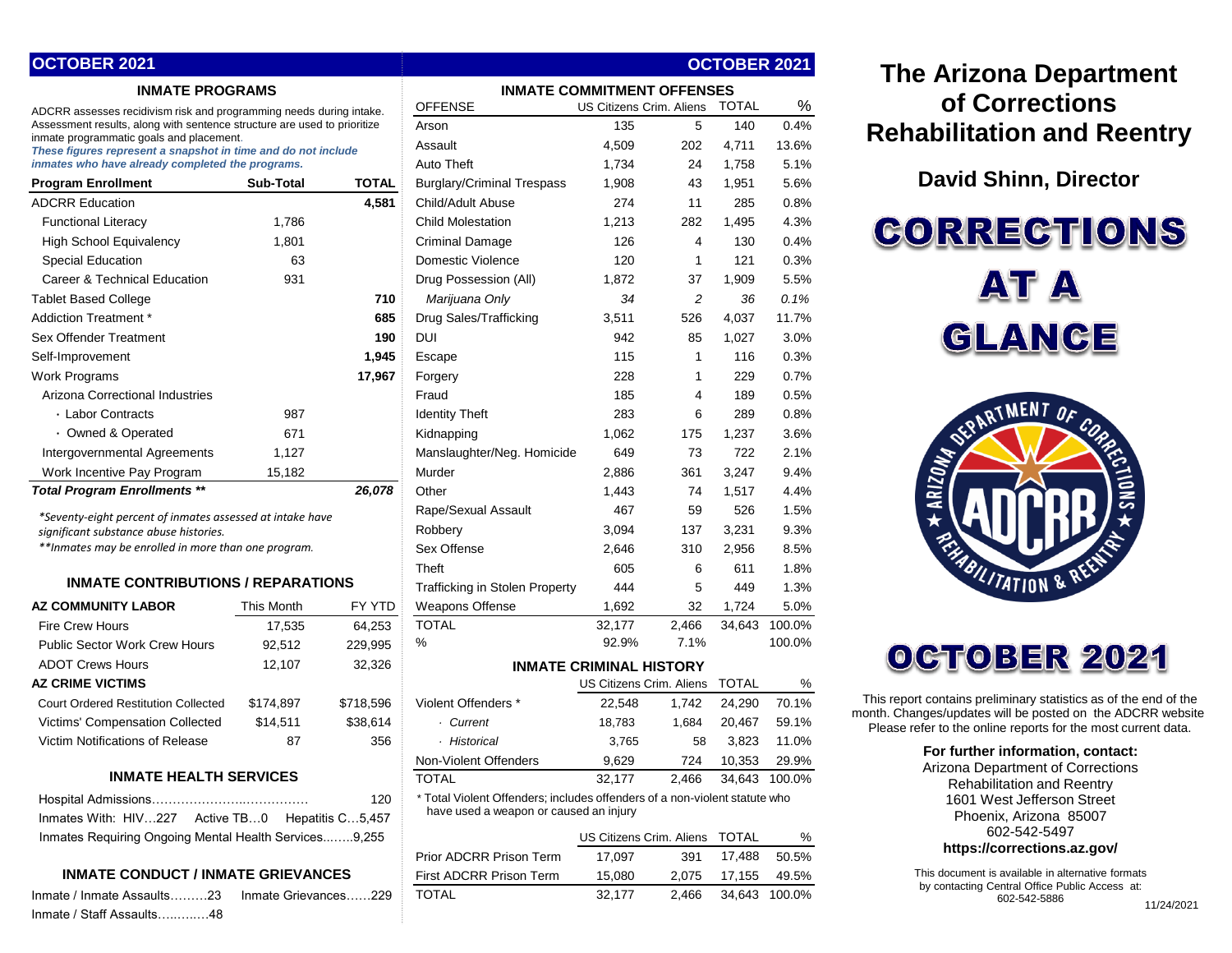## OCTOBER 2021

### INMATE PROGRAMS

ADCRR assesses recidivism risk and programming needs during intake. Assessment results, along with sentence structure are used to prioritize inmate programmatic goals and placement.
***These figures represent a snapshot in time and do not include inmates who have already completed the programs.***

| Program Enrollment | Sub-Total | TOTAL |
|---|---|---|
| ADCRR Education | | **4,581** |
| Functional Literacy | 1,786 | |
| High School Equivalency | 1,801 | |
| Special Education | 63 | |
| Career & Technical Education | 931 | |
| Tablet Based College | | **710** |
| Addiction Treatment * | | **685** |
| Sex Offender Treatment | | **190** |
| Self-Improvement | | **1,945** |
| Work Programs | | **17,967** |
| Arizona Correctional Industries | | |
| · Labor Contracts | 987 | |
| · Owned & Operated | 671 | |
| Intergovernmental Agreements | 1,127 | |
| Work Incentive Pay Program | 15,182 | |
| ***Total Program Enrollments ***** | | ***26,078*** |

*\*Seventy-eight percent of inmates assessed at intake have significant substance abuse histories.*
*\*\*Inmates may be enrolled in more than one program.*

### INMATE CONTRIBUTIONS / REPARATIONS

| AZ COMMUNITY LABOR | This Month | FY YTD |
|---|---|---|
| Fire Crew Hours | 17,535 | 64,253 |
| Public Sector Work Crew Hours | 92,512 | 229,995 |
| ADOT Crews Hours | 12,107 | 32,326 |
| **AZ CRIME VICTIMS** | | |
| Court Ordered Restitution Collected | $174,897 | $718,596 |
| Victims' Compensation Collected | $14,511 | $38,614 |
| Victim Notifications of Release | 87 | 356 |

### INMATE HEALTH SERVICES

Hospital Admissions………………………………… 120

Inmates With: HIV…227 Active TB…0 Hepatitis C…5,457

Inmates Requiring Ongoing Mental Health Services...…..9,255

### INMATE CONDUCT / INMATE GRIEVANCES

Inmate / Inmate Assaults………23 Inmate Grievances……229

Inmate / Staff Assaults…..…..…48

### INMATE COMMITMENT OFFENSES

| OFFENSE | US Citizens | Crim. Aliens | TOTAL | % |
|---|---|---|---|---|
| Arson | 135 | 5 | 140 | 0.4% |
| Assault | 4,509 | 202 | 4,711 | 13.6% |
| Auto Theft | 1,734 | 24 | 1,758 | 5.1% |
| Burglary/Criminal Trespass | 1,908 | 43 | 1,951 | 5.6% |
| Child/Adult Abuse | 274 | 11 | 285 | 0.8% |
| Child Molestation | 1,213 | 282 | 1,495 | 4.3% |
| Criminal Damage | 126 | 4 | 130 | 0.4% |
| Domestic Violence | 120 | 1 | 121 | 0.3% |
| Drug Possession (All) | 1,872 | 37 | 1,909 | 5.5% |
| *Marijuana Only* | *34* | *2* | *36* | *0.1%* |
| Drug Sales/Trafficking | 3,511 | 526 | 4,037 | 11.7% |
| DUI | 942 | 85 | 1,027 | 3.0% |
| Escape | 115 | 1 | 116 | 0.3% |
| Forgery | 228 | 1 | 229 | 0.7% |
| Fraud | 185 | 4 | 189 | 0.5% |
| Identity Theft | 283 | 6 | 289 | 0.8% |
| Kidnapping | 1,062 | 175 | 1,237 | 3.6% |
| Manslaughter/Neg. Homicide | 649 | 73 | 722 | 2.1% |
| Murder | 2,886 | 361 | 3,247 | 9.4% |
| Other | 1,443 | 74 | 1,517 | 4.4% |
| Rape/Sexual Assault | 467 | 59 | 526 | 1.5% |
| Robbery | 3,094 | 137 | 3,231 | 9.3% |
| Sex Offense | 2,646 | 310 | 2,956 | 8.5% |
| Theft | 605 | 6 | 611 | 1.8% |
| Trafficking in Stolen Property | 444 | 5 | 449 | 1.3% |
| Weapons Offense | 1,692 | 32 | 1,724 | 5.0% |
| TOTAL | 32,177 | 2,466 | 34,643 | 100.0% |
| % | 92.9% | 7.1% | | 100.0% |

### INMATE CRIMINAL HISTORY

| | US Citizens | Crim. Aliens | TOTAL | % |
|---|---|---|---|---|
| Violent Offenders * | 22,548 | 1,742 | 24,290 | 70.1% |
| · *Current* | 18,783 | 1,684 | 20,467 | 59.1% |
| · *Historical* | 3,765 | 58 | 3,823 | 11.0% |
| Non-Violent Offenders | 9,629 | 724 | 10,353 | 29.9% |
| TOTAL | 32,177 | 2,466 | 34,643 | 100.0% |

\* Total Violent Offenders; includes offenders of a non-violent statute who have used a weapon or caused an injury

| | US Citizens | Crim. Aliens | TOTAL | % |
|---|---|---|---|---|
| Prior ADCRR Prison Term | 17,097 | 391 | 17,488 | 50.5% |
| First ADCRR Prison Term | 15,080 | 2,075 | 17,155 | 49.5% |
| TOTAL | 32,177 | 2,466 | 34,643 | 100.0% |

# The Arizona Department of Corrections Rehabilitation and Reentry

## David Shinn, Director

# CORRECTIONS AT A GLANCE

# OCTOBER 2021

This report contains preliminary statistics as of the end of the month. Changes/updates will be posted on the ADCRR website Please refer to the online reports for the most current data.

**For further information, contact:**
Arizona Department of Corrections Rehabilitation and Reentry
1601 West Jefferson Street
Phoenix, Arizona 85007
602-542-5497
**https://corrections.az.gov/**

This document is available in alternative formats by contacting Central Office Public Access at: 602-542-5886

11/24/2021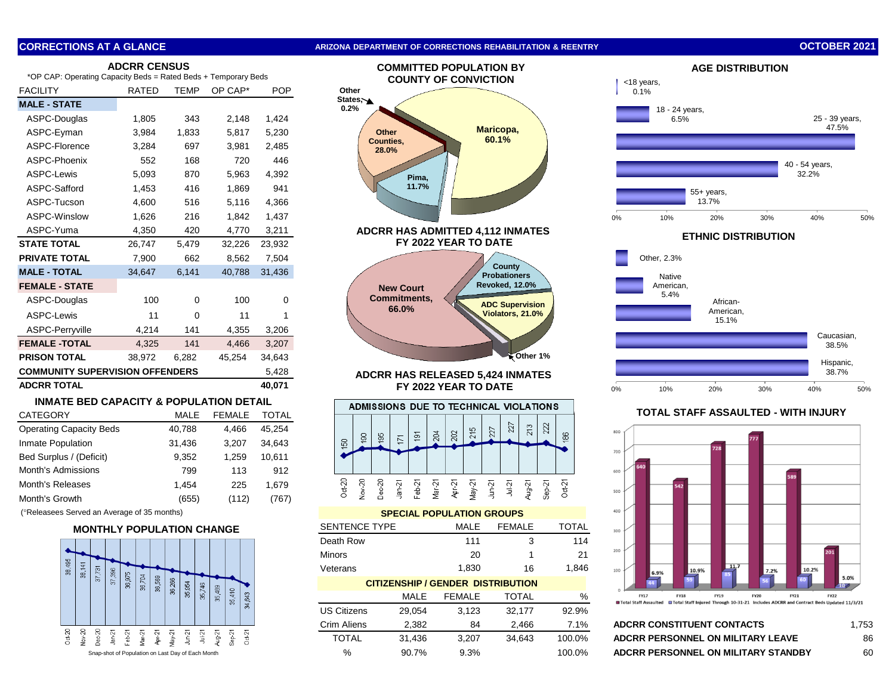**CORRECTIONS AT A GLANCE** — ARIZONA DEPARTMENT OF CORRECTIONS REHABILITATION & REENTRY — **OCTOBER 2021**

## ADCRR CENSUS

*OP CAP: Operating Capacity Beds = Rated Beds + Temporary Beds

| FACILITY | RATED | TEMP | OP CAP* | POP |
|---|---|---|---|---|
| **MALE - STATE** | | | | |
| ASPC-Douglas | 1,805 | 343 | 2,148 | 1,424 |
| ASPC-Eyman | 3,984 | 1,833 | 5,817 | 5,230 |
| ASPC-Florence | 3,284 | 697 | 3,981 | 2,485 |
| ASPC-Phoenix | 552 | 168 | 720 | 446 |
| ASPC-Lewis | 5,093 | 870 | 5,963 | 4,392 |
| ASPC-Safford | 1,453 | 416 | 1,869 | 941 |
| ASPC-Tucson | 4,600 | 516 | 5,116 | 4,366 |
| ASPC-Winslow | 1,626 | 216 | 1,842 | 1,437 |
| ASPC-Yuma | 4,350 | 420 | 4,770 | 3,211 |
| **STATE TOTAL** | 26,747 | 5,479 | 32,226 | 23,932 |
| **PRIVATE TOTAL** | 7,900 | 662 | 8,562 | 7,504 |
| **MALE - TOTAL** | 34,647 | 6,141 | 40,788 | 31,436 |
| **FEMALE - STATE** | | | | |
| ASPC-Douglas | 100 | 0 | 100 | 0 |
| ASPC-Lewis | 11 | 0 | 11 | 1 |
| ASPC-Perryville | 4,214 | 141 | 4,355 | 3,206 |
| **FEMALE -TOTAL** | 4,325 | 141 | 4,466 | 3,207 |
| **PRISON TOTAL** | 38,972 | 6,282 | 45,254 | 34,643 |
| **COMMUNITY SUPERVISION OFFENDERS** | | | | 5,428 |
| **ADCRR TOTAL** | | | | 40,071 |

## INMATE BED CAPACITY & POPULATION DETAIL

| CATEGORY | MALE | FEMALE | TOTAL |
|---|---|---|---|
| Operating Capacity Beds | 40,788 | 4,466 | 45,254 |
| Inmate Population | 31,436 | 3,207 | 34,643 |
| Bed Surplus / (Deficit) | 9,352 | 1,259 | 10,611 |
| Month's Admissions | 799 | 113 | 912 |
| Month's Releases | 1,454 | 225 | 1,679 |
| Month's Growth | (655) | (112) | (767) |

(°Releasees Served an Average of 35 months)

## MONTHLY POPULATION CHANGE

38,496, 38,141, 37,731, 37,396, 36,975, 36,704, 36,569, 36,266, 35,954, 35,746, 35,489, 35,410, 34,643

Oct-20, Nov-20, Dec-20, Jan-21, Feb-21, Mar-21, Apr-21, May-21, Jun-21, Jul-21, Aug-21, Sep-21, Oct-21

Snap-shot of Population on Last Day of Each Month

## COMMITTED POPULATION BY COUNTY OF CONVICTION

Maricopa, 60.1%
Other Counties, 28.0%
Pima, 11.7%
Other States, 0.2%

## ADCRR HAS ADMITTED 4,112 INMATES FY 2022 YEAR TO DATE

New Court Commitments, 66.0%
County Probationers Revoked, 12.0%
ADC Supervision Violators, 21.0%
Other 1%

## ADCRR HAS RELEASED 5,424 INMATES FY 2022 YEAR TO DATE

### ADMISSIONS DUE TO TECHNICAL VIOLATIONS

150, 190, 195, 171, 191, 204, 202, 215, 227, 227, 213, 222, 186

Oct-20, Nov-20, Dec-20, Jan-21, Feb-21, Mar-21, Apr-21, May-21, Jun-21, Jul-21, Aug-21, Sep-21, Oct-21

## SPECIAL POPULATION GROUPS

| SENTENCE TYPE | MALE | FEMALE | TOTAL |
|---|---|---|---|
| Death Row | 111 | 3 | 114 |
| Minors | 20 | 1 | 21 |
| Veterans | 1,830 | 16 | 1,846 |

## CITIZENSHIP / GENDER DISTRIBUTION

| | MALE | FEMALE | TOTAL | % |
|---|---|---|---|---|
| US Citizens | 29,054 | 3,123 | 32,177 | 92.9% |
| Crim Aliens | 2,382 | 84 | 2,466 | 7.1% |
| TOTAL | 31,436 | 3,207 | 34,643 | 100.0% |
| % | 90.7% | 9.3% | | 100.0% |

## AGE DISTRIBUTION

<18 years, 0.1%
18 - 24 years, 6.5%
25 - 39 years, 47.5%
40 - 54 years, 32.2%
55+ years, 13.7%

0%, 10%, 20%, 30%, 40%, 50%

## ETHNIC DISTRIBUTION

Other, 2.3%
Native American, 5.4%
African-American, 15.1%
Caucasian, 38.5%
Hispanic, 38.7%

0%, 10%, 20%, 30%, 40%, 50%

## TOTAL STAFF ASSAULTED - WITH INJURY

FY17: 640, 44, 6.9%
FY18: 542, 59, 10.9%
FY19: 728, 85, 11.7
FY20: 777, 56, 7.2%
FY21: 589, 60, 10.2%
FY22: 201, 10, 5.0%

Total Staff Assaulted — Total Staff Injured Through 10-31-21 Includes ADCRR and Contract Beds Updated 11/3/21

| | |
|---|---|
| **ADCRR CONSTITUENT CONTACTS** | 1,753 |
| **ADCRR PERSONNEL ON MILITARY LEAVE** | 86 |
| **ADCRR PERSONNEL ON MILITARY STANDBY** | 60 |